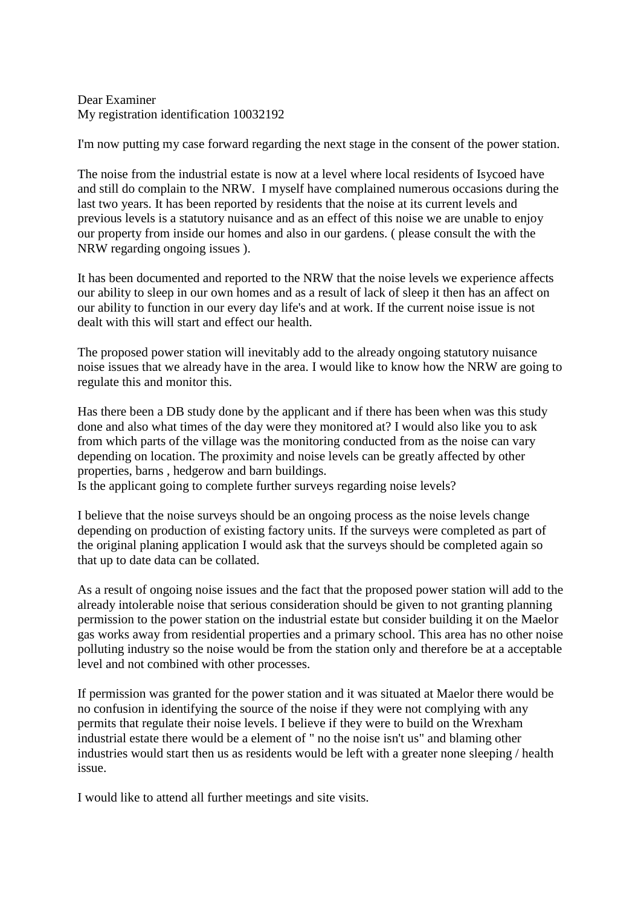Dear Examiner
My registration identification 10032192

I'm now putting my case forward regarding the next stage in the consent of the power station.

The noise from the industrial estate is now at a level where local residents of Isycoed have and still do complain to the NRW. I myself have complained numerous occasions during the last two years. It has been reported by residents that the noise at its current levels and previous levels is a statutory nuisance and as an effect of this noise we are unable to enjoy our property from inside our homes and also in our gardens. ( please consult the with the NRW regarding ongoing issues ).

It has been documented and reported to the NRW that the noise levels we experience affects our ability to sleep in our own homes and as a result of lack of sleep it then has an affect on our ability to function in our every day life's and at work. If the current noise issue is not dealt with this will start and effect our health.

The proposed power station will inevitably add to the already ongoing statutory nuisance noise issues that we already have in the area. I would like to know how the NRW are going to regulate this and monitor this.

Has there been a DB study done by the applicant and if there has been when was this study done and also what times of the day were they monitored at? I would also like you to ask from which parts of the village was the monitoring conducted from as the noise can vary depending on location. The proximity and noise levels can be greatly affected by other properties, barns , hedgerow and barn buildings.
Is the applicant going to complete further surveys regarding noise levels?

I believe that the noise surveys should be an ongoing process as the noise levels change depending on production of existing factory units. If the surveys were completed as part of the original planing application I would ask that the surveys should be completed again so that up to date data can be collated.

As a result of ongoing noise issues and the fact that the proposed power station will add to the already intolerable noise that serious consideration should be given to not granting planning permission to the power station on the industrial estate but consider building it on the Maelor gas works away from residential properties and a primary school. This area has no other noise polluting industry so the noise would be from the station only and therefore be at a acceptable level and not combined with other processes.

If permission was granted for the power station and it was situated at Maelor there would be no confusion in identifying the source of the noise if they were not complying with any permits that regulate their noise levels. I believe if they were to build on the Wrexham industrial estate there would be a element of " no the noise isn't us" and blaming other industries would start then us as residents would be left with a greater none sleeping / health issue.

I would like to attend all further meetings and site visits.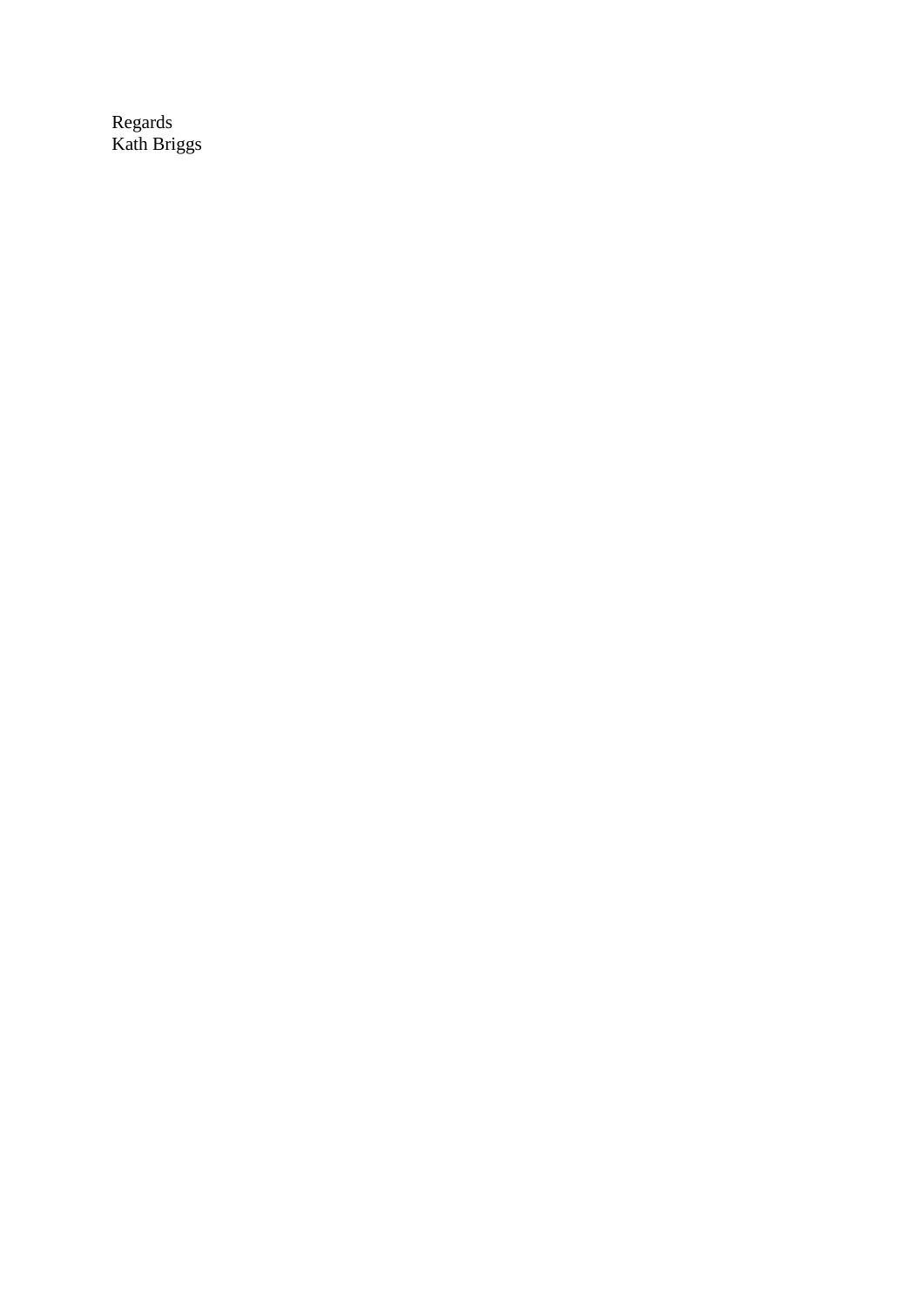Regards
Kath Briggs